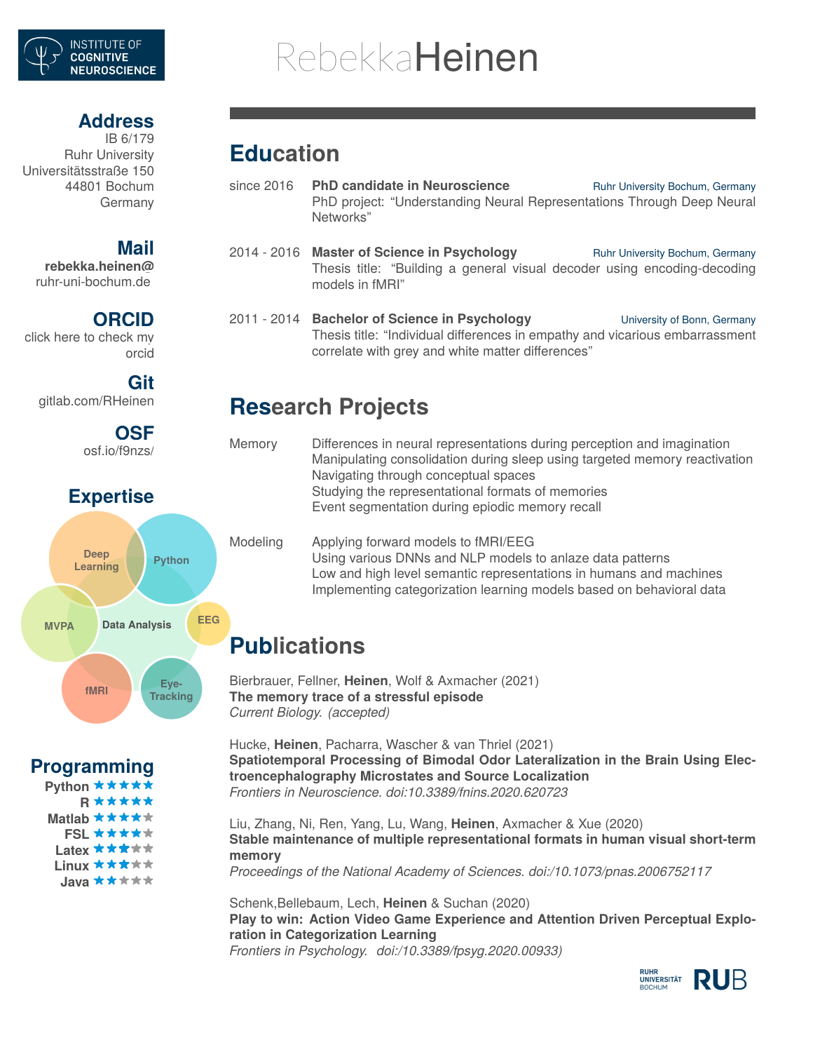INSTITUTE OF COGNITIVE NEUROSCIENCE

# Rebekka Heinen

## Address

IB 6/179
Ruhr University
Universitätsstraße 150
44801 Bochum
Germany

## Mail

**rebekka.heinen@**
ruhr-uni-bochum.de

## ORCID

click here to check my orcid

## Git

gitlab.com/RHeinen

## OSF

osf.io/f9nzs/

## Expertise

Deep Learning, Python, MVPA, Data Analysis, EEG, fMRI, Eye-Tracking

## Programming

- **Python** ★★★★★
- **R** ★★★★★
- **Matlab** ★★★★☆
- **FSL** ★★★★☆
- **Latex** ★★★☆☆
- **Linux** ★★★☆☆
- **Java** ★★☆☆☆

## Education

since 2016 — **PhD candidate in Neuroscience** — Ruhr University Bochum, Germany
PhD project: "Understanding Neural Representations Through Deep Neural Networks"

2014 - 2016 — **Master of Science in Psychology** — Ruhr University Bochum, Germany
Thesis title: "Building a general visual decoder using encoding-decoding models in fMRI"

2011 - 2014 — **Bachelor of Science in Psychology** — University of Bonn, Germany
Thesis title: "Individual differences in empathy and vicarious embarrassment correlate with grey and white matter differences"

## Research Projects

**Memory**
- Differences in neural representations during perception and imagination
- Manipulating consolidation during sleep using targeted memory reactivation
- Navigating through conceptual spaces
- Studying the representational formats of memories
- Event segmentation during epidoic memory recall

**Modeling**
- Applying forward models to fMRI/EEG
- Using various DNNs and NLP models to anlaze data patterns
- Low and high level semantic representations in humans and machines
- Implementing categorization learning models based on behavioral data

## Publications

Bierbrauer, Fellner, **Heinen**, Wolf & Axmacher (2021)
**The memory trace of a stressful episode**
*Current Biology. (accepted)*

Hucke, **Heinen**, Pacharra, Wascher & van Thriel (2021)
**Spatiotemporal Processing of Bimodal Odor Lateralization in the Brain Using Electroencephalography Microstates and Source Localization**
*Frontiers in Neuroscience. doi:10.3389/fnins.2020.620723*

Liu, Zhang, Ni, Ren, Yang, Lu, Wang, **Heinen**, Axmacher & Xue (2020)
**Stable maintenance of multiple representational formats in human visual short-term memory**
*Proceedings of the National Academy of Sciences. doi:/10.1073/pnas.2006752117*

Schenk,Bellebaum, Lech, **Heinen** & Suchan (2020)
**Play to win: Action Video Game Experience and Attention Driven Perceptual Exploration in Categorization Learning**
*Frontiers in Psychology. doi:/10.3389/fpsyg.2020.00933)*

RUHR UNIVERSITÄT BOCHUM RUB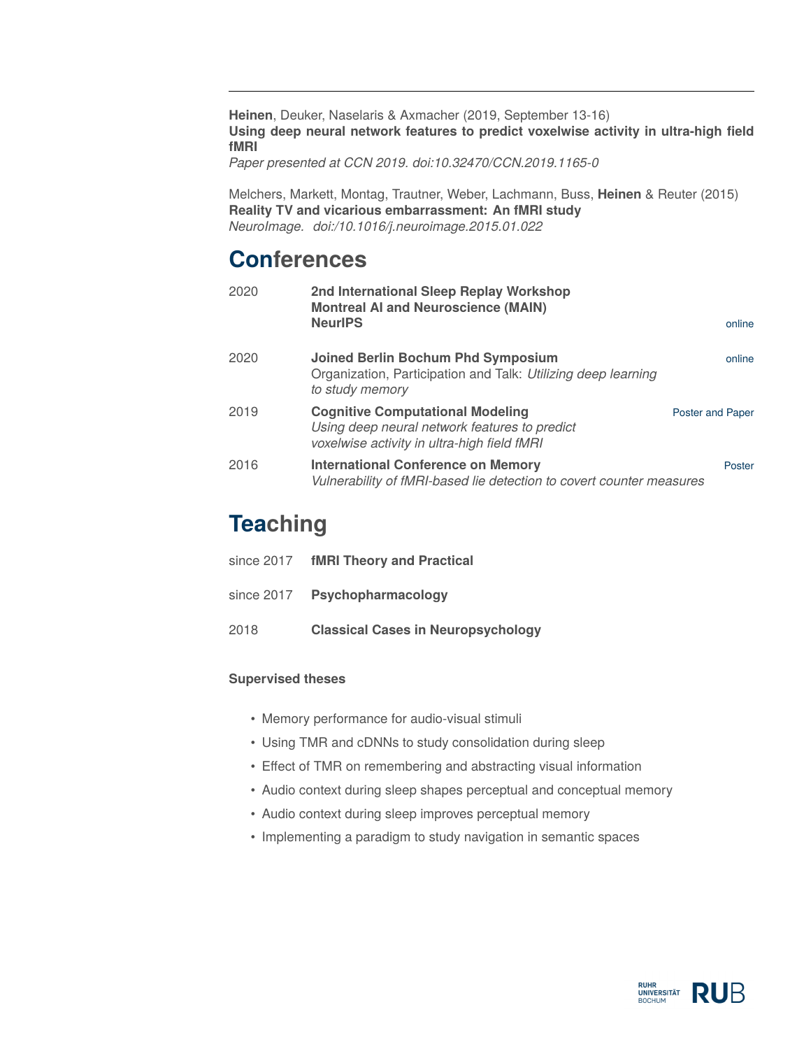**Heinen**, Deuker, Naselaris & Axmacher (2019, September 13-16)
**Using deep neural network features to predict voxelwise activity in ultra-high field fMRI**
*Paper presented at CCN 2019. doi:10.32470/CCN.2019.1165-0*

Melchers, Markett, Montag, Trautner, Weber, Lachmann, Buss, **Heinen** & Reuter (2015)
**Reality TV and vicarious embarrassment: An fMRI study**
*NeuroImage. doi:/10.1016/j.neuroimage.2015.01.022*

# Conferences

2020 — **2nd International Sleep Replay Workshop**
**Montreal AI and Neuroscience (MAIN)**
**NeurIPS** — online

2020 — **Joined Berlin Bochum Phd Symposium** — online
Organization, Participation and Talk: *Utilizing deep learning to study memory*

2019 — **Cognitive Computational Modeling** — Poster and Paper
*Using deep neural network features to predict voxelwise activity in ultra-high field fMRI*

2016 — **International Conference on Memory** — Poster
*Vulnerability of fMRI-based lie detection to covert counter measures*

# Teaching

since 2017 — **fMRI Theory and Practical**

since 2017 — **Psychopharmacology**

2018 — **Classical Cases in Neuropsychology**

**Supervised theses**

- Memory performance for audio-visual stimuli
- Using TMR and cDNNs to study consolidation during sleep
- Effect of TMR on remembering and abstracting visual information
- Audio context during sleep shapes perceptual and conceptual memory
- Audio context during sleep improves perceptual memory
- Implementing a paradigm to study navigation in semantic spaces